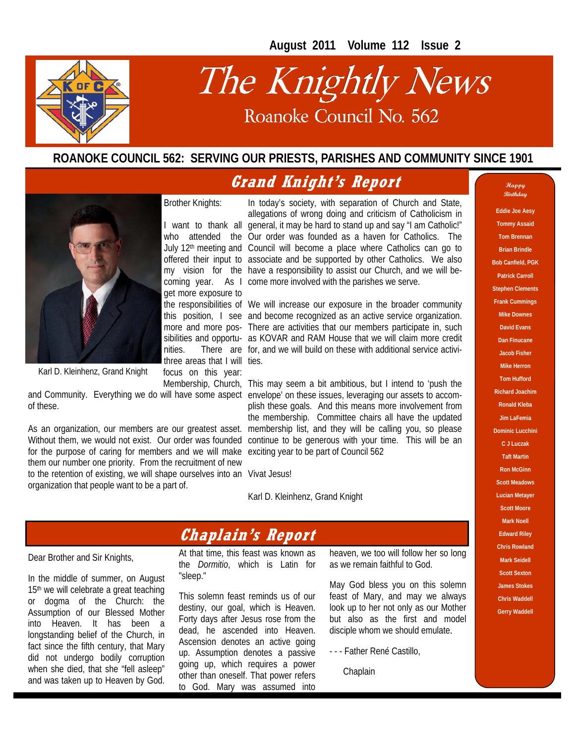August 2011 Volume 112 Issue 2

# The Knightly News

Roanoke Council No. 562

**ROANOKE COUNCIL 562: SERVING OUR PRIESTS, PARISHES AND COMMUNITY SINCE 1901**

## Grand Knight's Report

Karl D. Kleinhenz, Grand Knight

Brother Knights:

I want to thank all who attended the July 12th meeting and offered their input to my vision for the coming year. As I get more exposure to the responsibilities of this position, I see more and more possibilities and opportunities. There are three areas that I will focus on this year: Membership, Church, and Community. Everything we do will have some aspect of these.

As an organization, our members are our greatest asset. Without them, we would not exist. Our order was founded for the purpose of caring for members and we will make them our number one priority. From the recruitment of new to the retention of existing, we will shape ourselves into an organization that people want to be a part of.

In today's society, with separation of Church and State, allegations of wrong doing and criticism of Catholicism in general, it may be hard to stand up and say "I am Catholic!" Our order was founded as a haven for Catholics. The Council will become a place where Catholics can go to associate and be supported by other Catholics. We also have a responsibility to assist our Church, and we will become more involved with the parishes we serve.

We will increase our exposure in the broader community and become recognized as an active service organization. There are activities that our members participate in, such as KOVAR and RAM House that we will claim more credit for, and we will build on these with additional service activities.

This may seem a bit ambitious, but I intend to 'push the envelope' on these issues, leveraging our assets to accomplish these goals. And this means more involvement from the membership. Committee chairs all have the updated membership list, and they will be calling you, so please continue to be generous with your time. This will be an exciting year to be part of Council 562

Vivat Jesus!

Karl D. Kleinhenz, Grand Knight

## Chaplain's Report

Dear Brother and Sir Knights,

In the middle of summer, on August 15th we will celebrate a great teaching or dogma of the Church: the Assumption of our Blessed Mother into Heaven. It has been a longstanding belief of the Church, in fact since the fifth century, that Mary did not undergo bodily corruption when she died, that she "fell asleep" and was taken up to Heaven by God. At that time, this feast was known as the *Dormitio*, which is Latin for "sleep."

This solemn feast reminds us of our destiny, our goal, which is Heaven. Forty days after Jesus rose from the dead, he ascended into Heaven. Ascension denotes an active going up. Assumption denotes a passive going up, which requires a power other than oneself. That power refers to God. Mary was assumed into heaven, we too will follow her so long as we remain faithful to God.

May God bless you on this solemn feast of Mary, and may we always look up to her not only as our Mother but also as the first and model disciple whom we should emulate.

- - - Father René Castillo,

Chaplain

### Happy Birthday

**Eddie Joe Aesy**
**Tommy Assaid**
**Tom Brennan**
**Brian Brindle**
**Bob Canfield, PGK**
**Patrick Carroll**
**Stephen Clements**
**Frank Cummings**
**Mike Downes**
**David Evans**
**Dan Finucane**
**Jacob Fisher**
**Mike Herron**
**Tom Hufford**
**Richard Joachim**
**Ronald Kleba**
**Jim LaFemia**
**Dominic Lucchini**
**C J Luczak**
**Taft Martin**
**Ron McGinn**
**Scott Meadows**
**Lucian Metayer**
**Scott Moore**
**Mark Noell**
**Edward Riley**
**Chris Rowland**
**Mark Seidell**
**Scott Sexton**
**James Stokes**
**Chris Waddell**
**Gerry Waddell**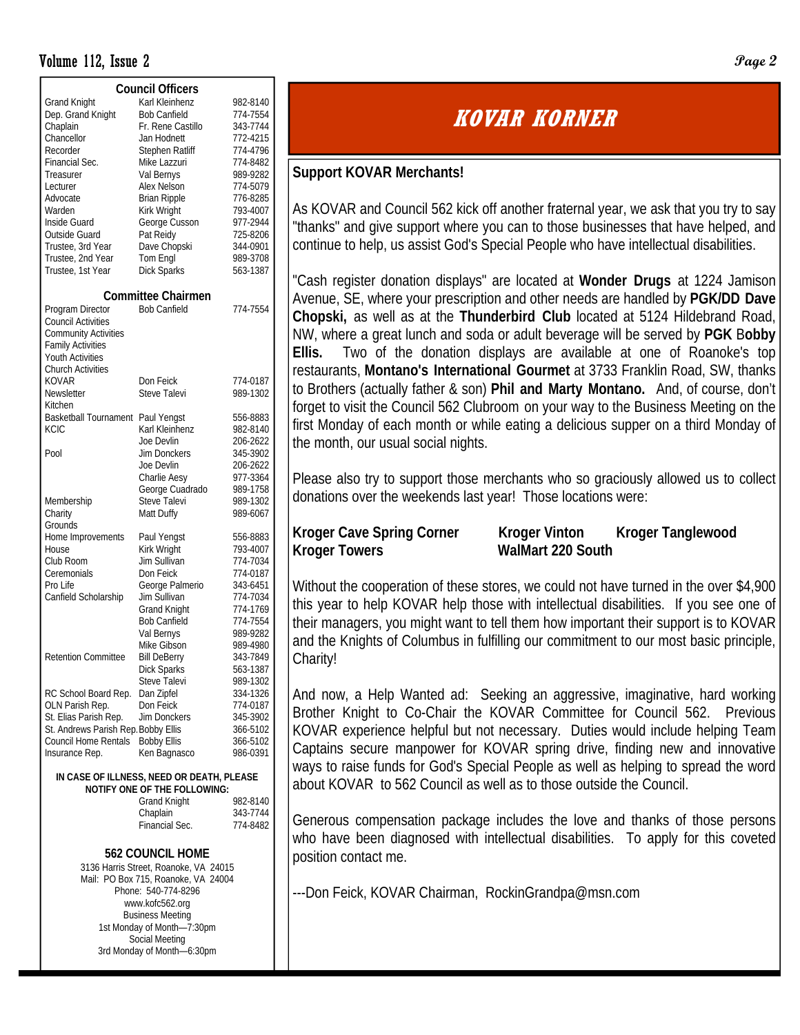## Council Officers

| Office | Name | Phone |
|---|---|---|
| Grand Knight | Karl Kleinhenz | 982-8140 |
| Dep. Grand Knight | Bob Canfield | 774-7554 |
| Chaplain | Fr. Rene Castillo | 343-7744 |
| Chancellor | Jan Hodnett | 772-4215 |
| Recorder | Stephen Ratliff | 774-4796 |
| Financial Sec. | Mike Lazzuri | 774-8482 |
| Treasurer | Val Bernys | 989-9282 |
| Lecturer | Alex Nelson | 774-5079 |
| Advocate | Brian Ripple | 776-8285 |
| Warden | Kirk Wright | 793-4007 |
| Inside Guard | George Cusson | 977-2944 |
| Outside Guard | Pat Reidy | 725-8206 |
| Trustee, 3rd Year | Dave Chopski | 344-0901 |
| Trustee, 2nd Year | Tom Engl | 989-3708 |
| Trustee, 1st Year | Dick Sparks | 563-1387 |

## Committee Chairmen

| Committee | Name | Phone |
|---|---|---|
| Program Director | Bob Canfield | 774-7554 |
| Council Activities | | |
| Community Activities | | |
| Family Activities | | |
| Youth Activities | | |
| Church Activities | | |
| KOVAR | Don Feick | 774-0187 |
| Newsletter | Steve Talevi | 989-1302 |
| Kitchen | | |
| Basketball Tournament | Paul Yengst | 556-8883 |
| KCIC | Karl Kleinhenz | 982-8140 |
| | Joe Devlin | 206-2622 |
| Pool | Jim Donckers | 345-3902 |
| | Joe Devlin | 206-2622 |
| | Charlie Aesy | 977-3364 |
| | George Cuadrado | 989-1758 |
| Membership | Steve Talevi | 989-1302 |
| Charity | Matt Duffy | 989-6067 |
| Grounds | | |
| Home Improvements | Paul Yengst | 556-8883 |
| House | Kirk Wright | 793-4007 |
| Club Room | Jim Sullivan | 774-7034 |
| Ceremonials | Don Feick | 774-0187 |
| Pro Life | George Palmerio | 343-6451 |
| Canfield Scholarship | Jim Sullivan | 774-7034 |
| | Grand Knight | 774-1769 |
| | Bob Canfield | 774-7554 |
| | Val Bernys | 989-9282 |
| | Mike Gibson | 989-4980 |
| Retention Committee | Bill DeBerry | 343-7849 |
| | Dick Sparks | 563-1387 |
| | Steve Talevi | 989-1302 |
| RC School Board Rep. | Dan Zipfel | 334-1326 |
| OLN Parish Rep. | Don Feick | 774-0187 |
| St. Elias Parish Rep. | Jim Donckers | 345-3902 |
| St. Andrews Parish Rep. | Bobby Ellis | 366-5102 |
| Council Home Rentals | Bobby Ellis | 366-5102 |
| Insurance Rep. | Ken Bagnasco | 986-0391 |

**IN CASE OF ILLNESS, NEED OR DEATH, PLEASE NOTIFY ONE OF THE FOLLOWING:**

| | |
|---|---|
| Grand Knight | 982-8140 |
| Chaplain | 343-7744 |
| Financial Sec. | 774-8482 |

### 562 COUNCIL HOME

3136 Harris Street, Roanoke, VA 24015
Mail: PO Box 715, Roanoke, VA 24004
Phone: 540-774-8296
www.kofc562.org
Business Meeting
1st Monday of Month—7:30pm
Social Meeting
3rd Monday of Month—6:30pm

# KOVAR KORNER

**Support KOVAR Merchants!**

As KOVAR and Council 562 kick off another fraternal year, we ask that you try to say "thanks" and give support where you can to those businesses that have helped, and continue to help, us assist God's Special People who have intellectual disabilities.

"Cash register donation displays" are located at **Wonder Drugs** at 1224 Jamison Avenue, SE, where your prescription and other needs are handled by **PGK/DD Dave Chopski,** as well as at the **Thunderbird Club** located at 5124 Hildebrand Road, NW, where a great lunch and soda or adult beverage will be served by **PGK Bobby Ellis.** Two of the donation displays are available at one of Roanoke's top restaurants, **Montano's International Gourmet** at 3733 Franklin Road, SW, thanks to Brothers (actually father & son) **Phil and Marty Montano.** And, of course, don't forget to visit the Council 562 Clubroom on your way to the Business Meeting on the first Monday of each month or while eating a delicious supper on a third Monday of the month, our usual social nights.

Please also try to support those merchants who so graciously allowed us to collect donations over the weekends last year! Those locations were:

**Kroger Cave Spring Corner** **Kroger Vinton** **Kroger Tanglewood**
**Kroger Towers** **WalMart 220 South**

Without the cooperation of these stores, we could not have turned in the over $4,900 this year to help KOVAR help those with intellectual disabilities. If you see one of their managers, you might want to tell them how important their support is to KOVAR and the Knights of Columbus in fulfilling our commitment to our most basic principle, Charity!

And now, a Help Wanted ad: Seeking an aggressive, imaginative, hard working Brother Knight to Co-Chair the KOVAR Committee for Council 562. Previous KOVAR experience helpful but not necessary. Duties would include helping Team Captains secure manpower for KOVAR spring drive, finding new and innovative ways to raise funds for God's Special People as well as helping to spread the word about KOVAR to 562 Council as well as to those outside the Council.

Generous compensation package includes the love and thanks of those persons who have been diagnosed with intellectual disabilities. To apply for this coveted position contact me.

---Don Feick, KOVAR Chairman, RockinGrandpa@msn.com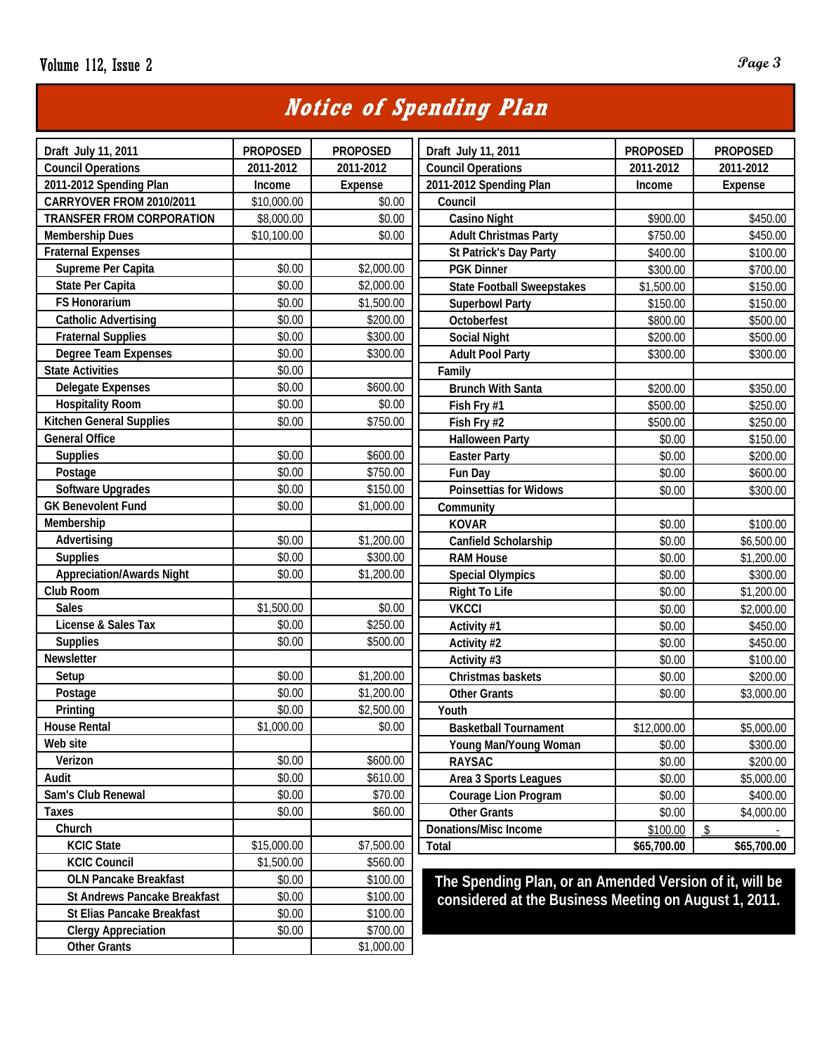# Notice of Spending Plan

| Draft July 11, 2011 | PROPOSED | PROPOSED |
|---|---|---|
| Council Operations | 2011-2012 | 2011-2012 |
| 2011-2012 Spending Plan | Income | Expense |
| CARRYOVER FROM 2010/2011 | $10,000.00 | $0.00 |
| TRANSFER FROM CORPORATION | $8,000.00 | $0.00 |
| Membership Dues | $10,100.00 | $0.00 |
| Fraternal Expenses | | |
| Supreme Per Capita | $0.00 | $2,000.00 |
| State Per Capita | $0.00 | $2,000.00 |
| FS Honorarium | $0.00 | $1,500.00 |
| Catholic Advertising | $0.00 | $200.00 |
| Fraternal Supplies | $0.00 | $300.00 |
| Degree Team Expenses | $0.00 | $300.00 |
| State Activities | $0.00 | |
| Delegate Expenses | $0.00 | $600.00 |
| Hospitality Room | $0.00 | $0.00 |
| Kitchen General Supplies | $0.00 | $750.00 |
| General Office | | |
| Supplies | $0.00 | $600.00 |
| Postage | $0.00 | $750.00 |
| Software Upgrades | $0.00 | $150.00 |
| GK Benevolent Fund | $0.00 | $1,000.00 |
| Membership | | |
| Advertising | $0.00 | $1,200.00 |
| Supplies | $0.00 | $300.00 |
| Appreciation/Awards Night | $0.00 | $1,200.00 |
| Club Room | | |
| Sales | $1,500.00 | $0.00 |
| License & Sales Tax | $0.00 | $250.00 |
| Supplies | $0.00 | $500.00 |
| Newsletter | | |
| Setup | $0.00 | $1,200.00 |
| Postage | $0.00 | $1,200.00 |
| Printing | $0.00 | $2,500.00 |
| House Rental | $1,000.00 | $0.00 |
| Web site | | |
| Verizon | $0.00 | $600.00 |
| Audit | $0.00 | $610.00 |
| Sam's Club Renewal | $0.00 | $70.00 |
| Taxes | $0.00 | $60.00 |
| Church | | |
| KCIC State | $15,000.00 | $7,500.00 |
| KCIC Council | $1,500.00 | $560.00 |
| OLN Pancake Breakfast | $0.00 | $100.00 |
| St Andrews Pancake Breakfast | $0.00 | $100.00 |
| St Elias Pancake Breakfast | $0.00 | $100.00 |
| Clergy Appreciation | $0.00 | $700.00 |
| Other Grants | | $1,000.00 |

| Draft July 11, 2011 | PROPOSED | PROPOSED |
|---|---|---|
| Council Operations | 2011-2012 | 2011-2012 |
| 2011-2012 Spending Plan | Income | Expense |
| Council | | |
| Casino Night | $900.00 | $450.00 |
| Adult Christmas Party | $750.00 | $450.00 |
| St Patrick's Day Party | $400.00 | $100.00 |
| PGK Dinner | $300.00 | $700.00 |
| State Football Sweepstakes | $1,500.00 | $150.00 |
| Superbowl Party | $150.00 | $150.00 |
| Octoberfest | $800.00 | $500.00 |
| Social Night | $200.00 | $500.00 |
| Adult Pool Party | $300.00 | $300.00 |
| Family | | |
| Brunch With Santa | $200.00 | $350.00 |
| Fish Fry #1 | $500.00 | $250.00 |
| Fish Fry #2 | $500.00 | $250.00 |
| Halloween Party | $0.00 | $150.00 |
| Easter Party | $0.00 | $200.00 |
| Fun Day | $0.00 | $600.00 |
| Poinsettias for Widows | $0.00 | $300.00 |
| Community | | |
| KOVAR | $0.00 | $100.00 |
| Canfield Scholarship | $0.00 | $6,500.00 |
| RAM House | $0.00 | $1,200.00 |
| Special Olympics | $0.00 | $300.00 |
| Right To Life | $0.00 | $1,200.00 |
| VKCCI | $0.00 | $2,000.00 |
| Activity #1 | $0.00 | $450.00 |
| Activity #2 | $0.00 | $450.00 |
| Activity #3 | $0.00 | $100.00 |
| Christmas baskets | $0.00 | $200.00 |
| Other Grants | $0.00 | $3,000.00 |
| Youth | | |
| Basketball Tournament | $12,000.00 | $5,000.00 |
| Young Man/Young Woman | $0.00 | $300.00 |
| RAYSAC | $0.00 | $200.00 |
| Area 3 Sports Leagues | $0.00 | $5,000.00 |
| Courage Lion Program | $0.00 | $400.00 |
| Other Grants | $0.00 | $4,000.00 |
| Donations/Misc Income | $100.00 | $ - |
| **Total** | **$65,700.00** | **$65,700.00** |

**The Spending Plan, or an Amended Version of it, will be considered at the Business Meeting on August 1, 2011.**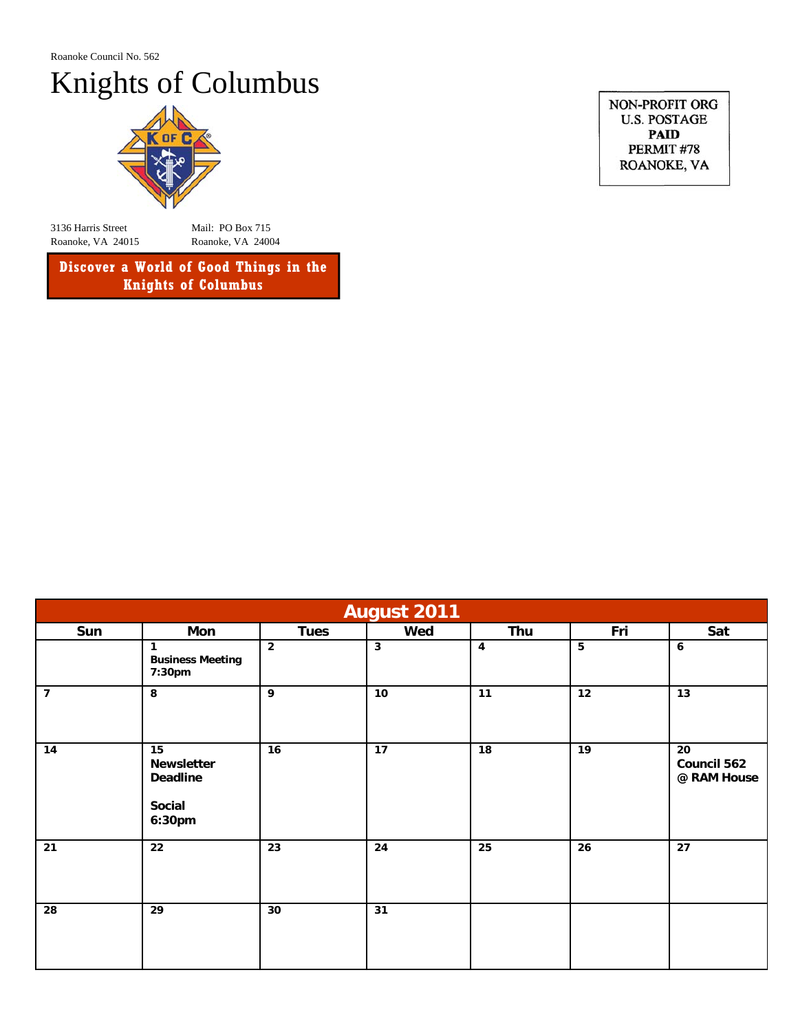Roanoke Council No. 562

# Knights of Columbus

3136 Harris Street
Roanoke, VA 24015

Mail: PO Box 715
Roanoke, VA 24004

**Discover a World of Good Things in the Knights of Columbus**

NON-PROFIT ORG
U.S. POSTAGE
**PAID**
PERMIT #78
ROANOKE, VA

| August 2011 | | | | | | |
|---|---|---|---|---|---|---|
| **Sun** | **Mon** | **Tues** | **Wed** | **Thu** | **Fri** | **Sat** |
| | **1** **Business Meeting 7:30pm** | **2** | **3** | **4** | **5** | **6** |
| **7** | **8** | **9** | **10** | **11** | **12** | **13** |
| **14** | **15** **Newsletter Deadline** **Social 6:30pm** | **16** | **17** | **18** | **19** | **20** **Council 562 @ RAM House** |
| **21** | **22** | **23** | **24** | **25** | **26** | **27** |
| **28** | **29** | **30** | **31** | | | |